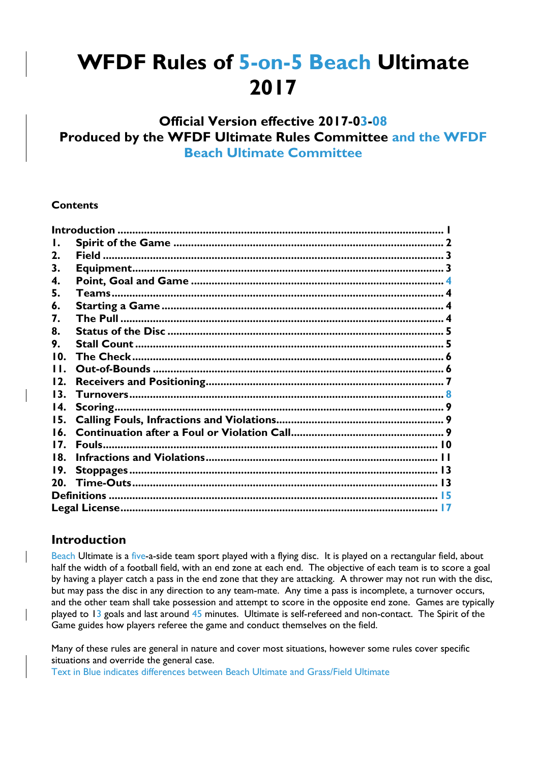# WFDF Rules of 5-on-5 Beach Ultimate 2017

### Official Version effective 2017-03-08
### Produced by the WFDF Ultimate Rules Committee and the WFDF Beach Ultimate Committee

**Contents**

| | | |
|---|---|---|
| **Introduction** | | 1 |
| **1.** | **Spirit of the Game** | 2 |
| **2.** | **Field** | 3 |
| **3.** | **Equipment** | 3 |
| **4.** | **Point, Goal and Game** | 4 |
| **5.** | **Teams** | 4 |
| **6.** | **Starting a Game** | 4 |
| **7.** | **The Pull** | 4 |
| **8.** | **Status of the Disc** | 5 |
| **9.** | **Stall Count** | 5 |
| **10.** | **The Check** | 6 |
| **11.** | **Out-of-Bounds** | 6 |
| **12.** | **Receivers and Positioning** | 7 |
| **13.** | **Turnovers** | 8 |
| **14.** | **Scoring** | 9 |
| **15.** | **Calling Fouls, Infractions and Violations** | 9 |
| **16.** | **Continuation after a Foul or Violation Call** | 9 |
| **17.** | **Fouls** | 10 |
| **18.** | **Infractions and Violations** | 11 |
| **19.** | **Stoppages** | 13 |
| **20.** | **Time-Outs** | 13 |
| **Definitions** | | 15 |
| **Legal License** | | 17 |

## Introduction

Beach Ultimate is a five-a-side team sport played with a flying disc. It is played on a rectangular field, about half the width of a football field, with an end zone at each end. The objective of each team is to score a goal by having a player catch a pass in the end zone that they are attacking. A thrower may not run with the disc, but may pass the disc in any direction to any team-mate. Any time a pass is incomplete, a turnover occurs, and the other team shall take possession and attempt to score in the opposite end zone. Games are typically played to 13 goals and last around 45 minutes. Ultimate is self-refereed and non-contact. The Spirit of the Game guides how players referee the game and conduct themselves on the field.

Many of these rules are general in nature and cover most situations, however some rules cover specific situations and override the general case.
Text in Blue indicates differences between Beach Ultimate and Grass/Field Ultimate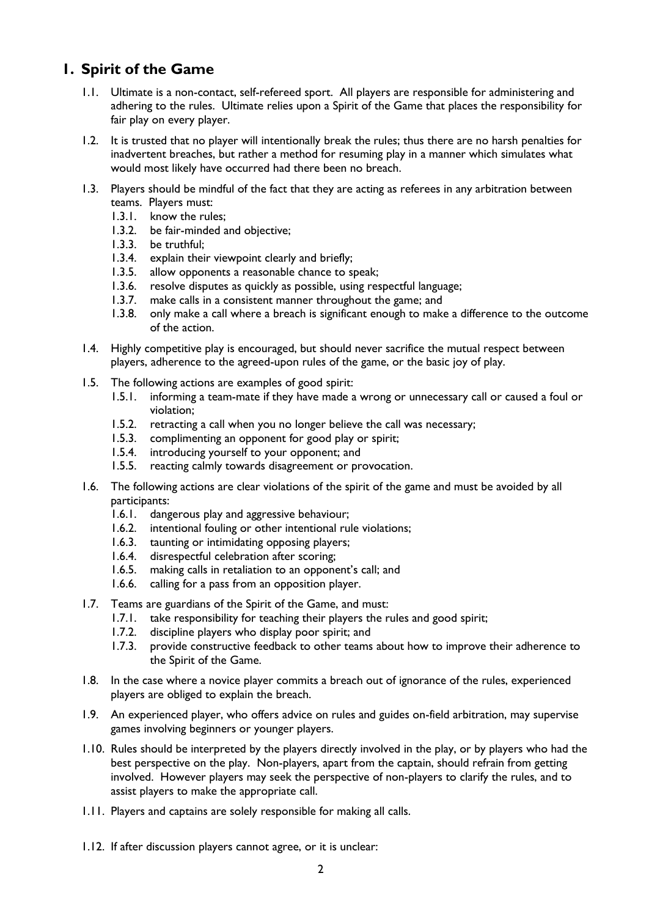# 1. Spirit of the Game

1.1. Ultimate is a non-contact, self-refereed sport. All players are responsible for administering and adhering to the rules. Ultimate relies upon a Spirit of the Game that places the responsibility for fair play on every player.

1.2. It is trusted that no player will intentionally break the rules; thus there are no harsh penalties for inadvertent breaches, but rather a method for resuming play in a manner which simulates what would most likely have occurred had there been no breach.

1.3. Players should be mindful of the fact that they are acting as referees in any arbitration between teams. Players must:

- 1.3.1. know the rules;
- 1.3.2. be fair-minded and objective;
- 1.3.3. be truthful;
- 1.3.4. explain their viewpoint clearly and briefly;
- 1.3.5. allow opponents a reasonable chance to speak;
- 1.3.6. resolve disputes as quickly as possible, using respectful language;
- 1.3.7. make calls in a consistent manner throughout the game; and
- 1.3.8. only make a call where a breach is significant enough to make a difference to the outcome of the action.

1.4. Highly competitive play is encouraged, but should never sacrifice the mutual respect between players, adherence to the agreed-upon rules of the game, or the basic joy of play.

1.5. The following actions are examples of good spirit:

- 1.5.1. informing a team-mate if they have made a wrong or unnecessary call or caused a foul or violation;
- 1.5.2. retracting a call when you no longer believe the call was necessary;
- 1.5.3. complimenting an opponent for good play or spirit;
- 1.5.4. introducing yourself to your opponent; and
- 1.5.5. reacting calmly towards disagreement or provocation.

1.6. The following actions are clear violations of the spirit of the game and must be avoided by all participants:

- 1.6.1. dangerous play and aggressive behaviour;
- 1.6.2. intentional fouling or other intentional rule violations;
- 1.6.3. taunting or intimidating opposing players;
- 1.6.4. disrespectful celebration after scoring;
- 1.6.5. making calls in retaliation to an opponent's call; and
- 1.6.6. calling for a pass from an opposition player.

1.7. Teams are guardians of the Spirit of the Game, and must:

- 1.7.1. take responsibility for teaching their players the rules and good spirit;
- 1.7.2. discipline players who display poor spirit; and
- 1.7.3. provide constructive feedback to other teams about how to improve their adherence to the Spirit of the Game.

1.8. In the case where a novice player commits a breach out of ignorance of the rules, experienced players are obliged to explain the breach.

1.9. An experienced player, who offers advice on rules and guides on-field arbitration, may supervise games involving beginners or younger players.

1.10. Rules should be interpreted by the players directly involved in the play, or by players who had the best perspective on the play. Non-players, apart from the captain, should refrain from getting involved. However players may seek the perspective of non-players to clarify the rules, and to assist players to make the appropriate call.

1.11. Players and captains are solely responsible for making all calls.

1.12. If after discussion players cannot agree, or it is unclear: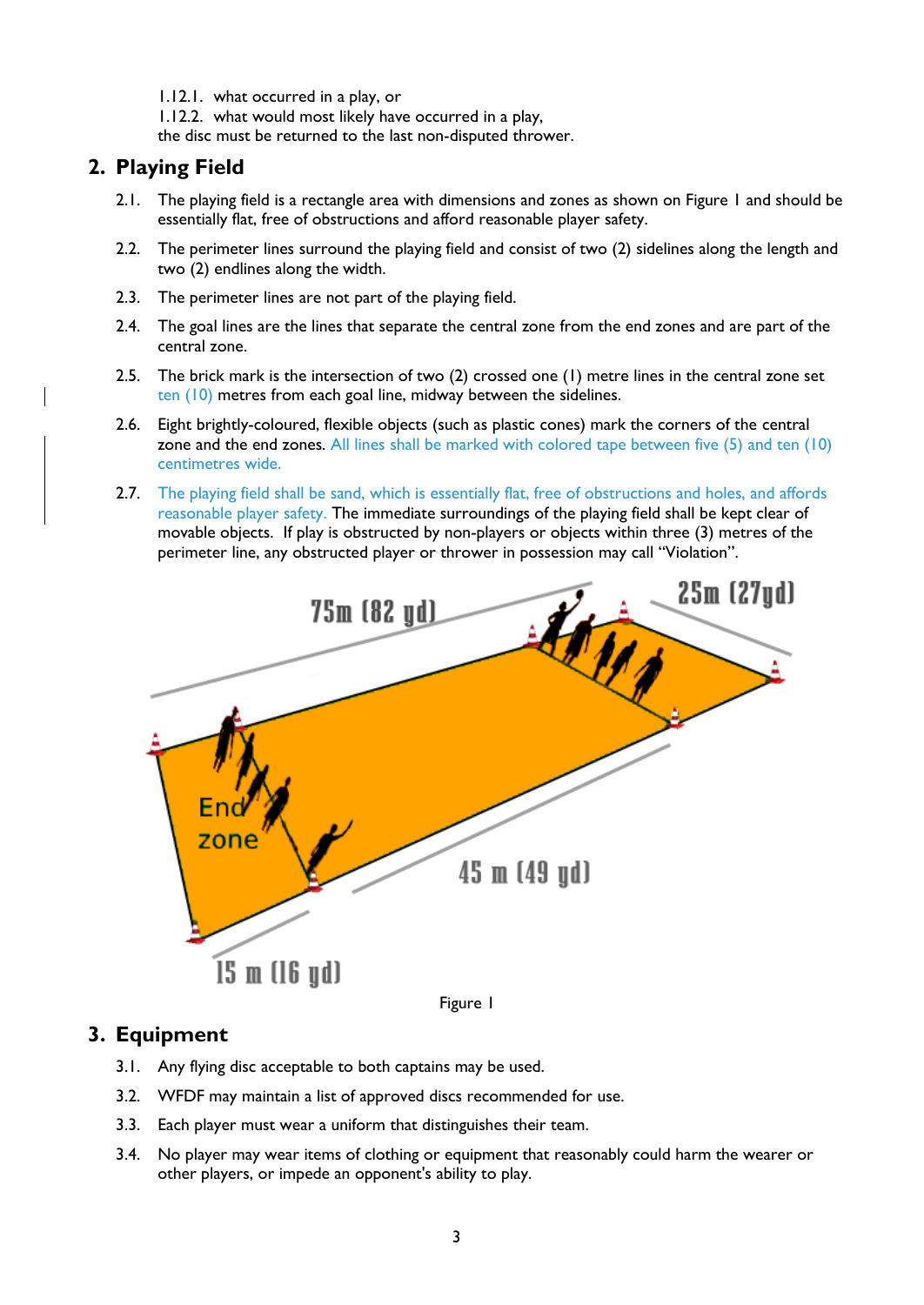1.12.1. what occurred in a play, or

1.12.2. what would most likely have occurred in a play,

the disc must be returned to the last non-disputed thrower.

## 2. Playing Field

2.1. The playing field is a rectangle area with dimensions and zones as shown on Figure 1 and should be essentially flat, free of obstructions and afford reasonable player safety.

2.2. The perimeter lines surround the playing field and consist of two (2) sidelines along the length and two (2) endlines along the width.

2.3. The perimeter lines are not part of the playing field.

2.4. The goal lines are the lines that separate the central zone from the end zones and are part of the central zone.

2.5. The brick mark is the intersection of two (2) crossed one (1) metre lines in the central zone set ten (10) metres from each goal line, midway between the sidelines.

2.6. Eight brightly-coloured, flexible objects (such as plastic cones) mark the corners of the central zone and the end zones. All lines shall be marked with colored tape between five (5) and ten (10) centimetres wide.

2.7. The playing field shall be sand, which is essentially flat, free of obstructions and holes, and affords reasonable player safety. The immediate surroundings of the playing field shall be kept clear of movable objects. If play is obstructed by non-players or objects within three (3) metres of the perimeter line, any obstructed player or thrower in possession may call "Violation".

75m (82 yd) 25m (27yd) End zone 45 m (49 yd) 15 m (16 yd)

Figure 1

## 3. Equipment

3.1. Any flying disc acceptable to both captains may be used.

3.2. WFDF may maintain a list of approved discs recommended for use.

3.3. Each player must wear a uniform that distinguishes their team.

3.4. No player may wear items of clothing or equipment that reasonably could harm the wearer or other players, or impede an opponent's ability to play.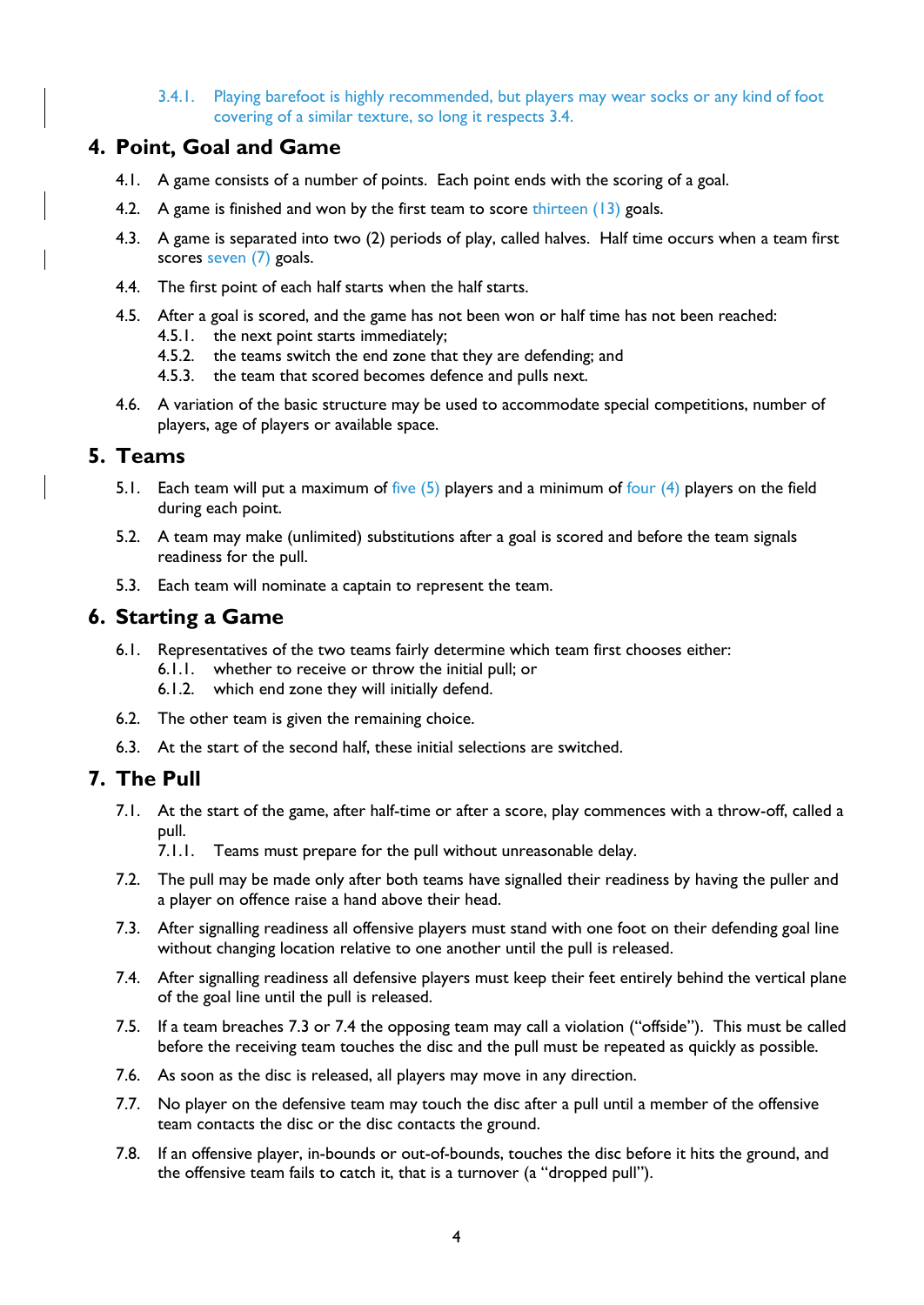3.4.1. Playing barefoot is highly recommended, but players may wear socks or any kind of foot covering of a similar texture, so long it respects 3.4.

## 4. Point, Goal and Game

4.1. A game consists of a number of points. Each point ends with the scoring of a goal.

4.2. A game is finished and won by the first team to score thirteen (13) goals.

4.3. A game is separated into two (2) periods of play, called halves. Half time occurs when a team first scores seven (7) goals.

4.4. The first point of each half starts when the half starts.

4.5. After a goal is scored, and the game has not been won or half time has not been reached:
- 4.5.1. the next point starts immediately;
- 4.5.2. the teams switch the end zone that they are defending; and
- 4.5.3. the team that scored becomes defence and pulls next.

4.6. A variation of the basic structure may be used to accommodate special competitions, number of players, age of players or available space.

## 5. Teams

5.1. Each team will put a maximum of five (5) players and a minimum of four (4) players on the field during each point.

5.2. A team may make (unlimited) substitutions after a goal is scored and before the team signals readiness for the pull.

5.3. Each team will nominate a captain to represent the team.

## 6. Starting a Game

6.1. Representatives of the two teams fairly determine which team first chooses either:
- 6.1.1. whether to receive or throw the initial pull; or
- 6.1.2. which end zone they will initially defend.

6.2. The other team is given the remaining choice.

6.3. At the start of the second half, these initial selections are switched.

## 7. The Pull

7.1. At the start of the game, after half-time or after a score, play commences with a throw-off, called a pull.
- 7.1.1. Teams must prepare for the pull without unreasonable delay.

7.2. The pull may be made only after both teams have signalled their readiness by having the puller and a player on offence raise a hand above their head.

7.3. After signalling readiness all offensive players must stand with one foot on their defending goal line without changing location relative to one another until the pull is released.

7.4. After signalling readiness all defensive players must keep their feet entirely behind the vertical plane of the goal line until the pull is released.

7.5. If a team breaches 7.3 or 7.4 the opposing team may call a violation ("offside"). This must be called before the receiving team touches the disc and the pull must be repeated as quickly as possible.

7.6. As soon as the disc is released, all players may move in any direction.

7.7. No player on the defensive team may touch the disc after a pull until a member of the offensive team contacts the disc or the disc contacts the ground.

7.8. If an offensive player, in-bounds or out-of-bounds, touches the disc before it hits the ground, and the offensive team fails to catch it, that is a turnover (a "dropped pull").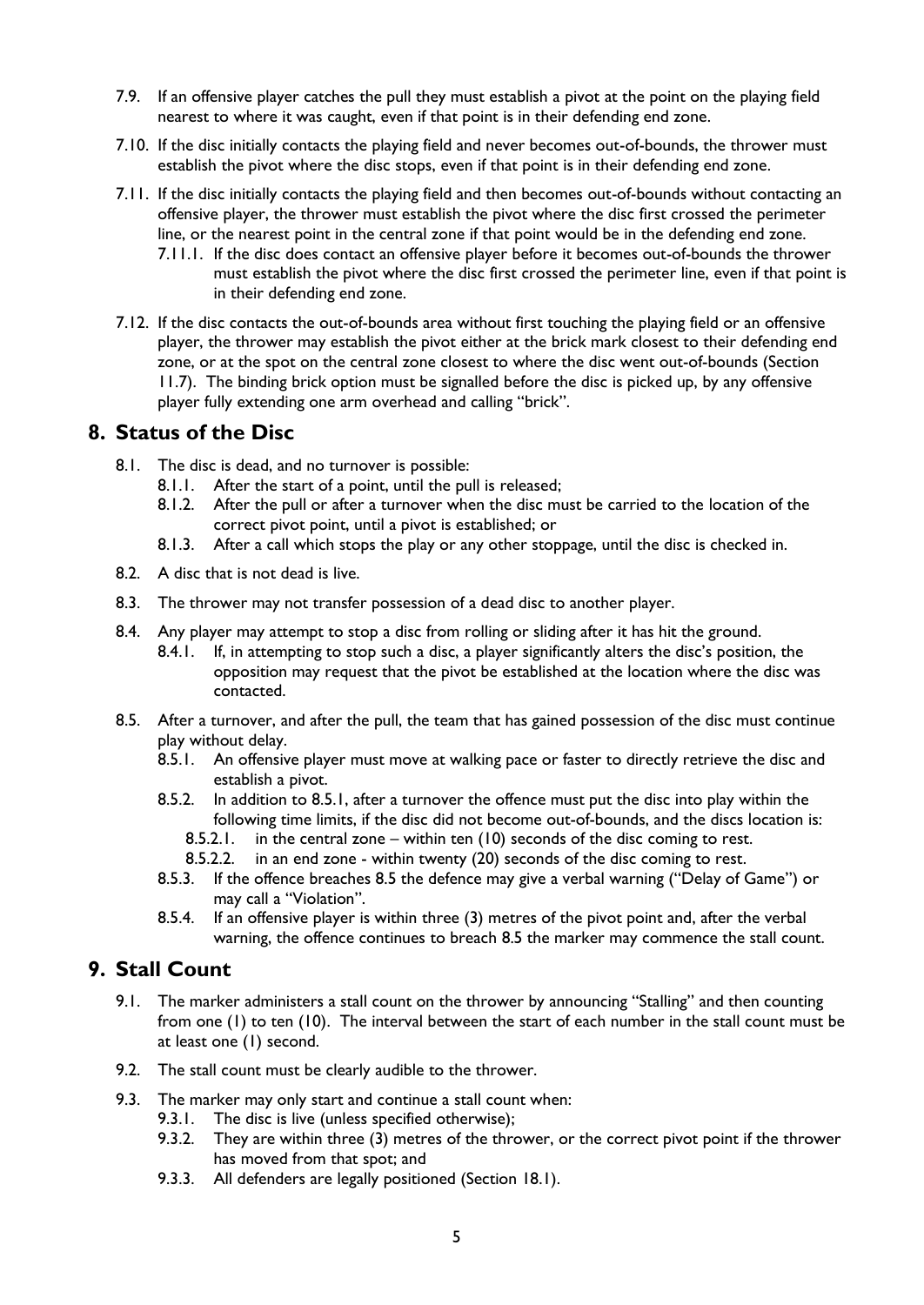- 7.9. If an offensive player catches the pull they must establish a pivot at the point on the playing field nearest to where it was caught, even if that point is in their defending end zone.
- 7.10. If the disc initially contacts the playing field and never becomes out-of-bounds, the thrower must establish the pivot where the disc stops, even if that point is in their defending end zone.
- 7.11. If the disc initially contacts the playing field and then becomes out-of-bounds without contacting an offensive player, the thrower must establish the pivot where the disc first crossed the perimeter line, or the nearest point in the central zone if that point would be in the defending end zone.
  - 7.11.1. If the disc does contact an offensive player before it becomes out-of-bounds the thrower must establish the pivot where the disc first crossed the perimeter line, even if that point is in their defending end zone.
- 7.12. If the disc contacts the out-of-bounds area without first touching the playing field or an offensive player, the thrower may establish the pivot either at the brick mark closest to their defending end zone, or at the spot on the central zone closest to where the disc went out-of-bounds (Section 11.7). The binding brick option must be signalled before the disc is picked up, by any offensive player fully extending one arm overhead and calling "brick".

## 8. Status of the Disc

- 8.1. The disc is dead, and no turnover is possible:
  - 8.1.1. After the start of a point, until the pull is released;
  - 8.1.2. After the pull or after a turnover when the disc must be carried to the location of the correct pivot point, until a pivot is established; or
  - 8.1.3. After a call which stops the play or any other stoppage, until the disc is checked in.
- 8.2. A disc that is not dead is live.
- 8.3. The thrower may not transfer possession of a dead disc to another player.
- 8.4. Any player may attempt to stop a disc from rolling or sliding after it has hit the ground.
  - 8.4.1. If, in attempting to stop such a disc, a player significantly alters the disc's position, the opposition may request that the pivot be established at the location where the disc was contacted.
- 8.5. After a turnover, and after the pull, the team that has gained possession of the disc must continue play without delay.
  - 8.5.1. An offensive player must move at walking pace or faster to directly retrieve the disc and establish a pivot.
  - 8.5.2. In addition to 8.5.1, after a turnover the offence must put the disc into play within the following time limits, if the disc did not become out-of-bounds, and the discs location is:
    - 8.5.2.1. in the central zone – within ten (10) seconds of the disc coming to rest.
    - 8.5.2.2. in an end zone - within twenty (20) seconds of the disc coming to rest.
  - 8.5.3. If the offence breaches 8.5 the defence may give a verbal warning ("Delay of Game") or may call a "Violation".
  - 8.5.4. If an offensive player is within three (3) metres of the pivot point and, after the verbal warning, the offence continues to breach 8.5 the marker may commence the stall count.

## 9. Stall Count

- 9.1. The marker administers a stall count on the thrower by announcing "Stalling" and then counting from one (1) to ten (10). The interval between the start of each number in the stall count must be at least one (1) second.
- 9.2. The stall count must be clearly audible to the thrower.
- 9.3. The marker may only start and continue a stall count when:
  - 9.3.1. The disc is live (unless specified otherwise);
  - 9.3.2. They are within three (3) metres of the thrower, or the correct pivot point if the thrower has moved from that spot; and
  - 9.3.3. All defenders are legally positioned (Section 18.1).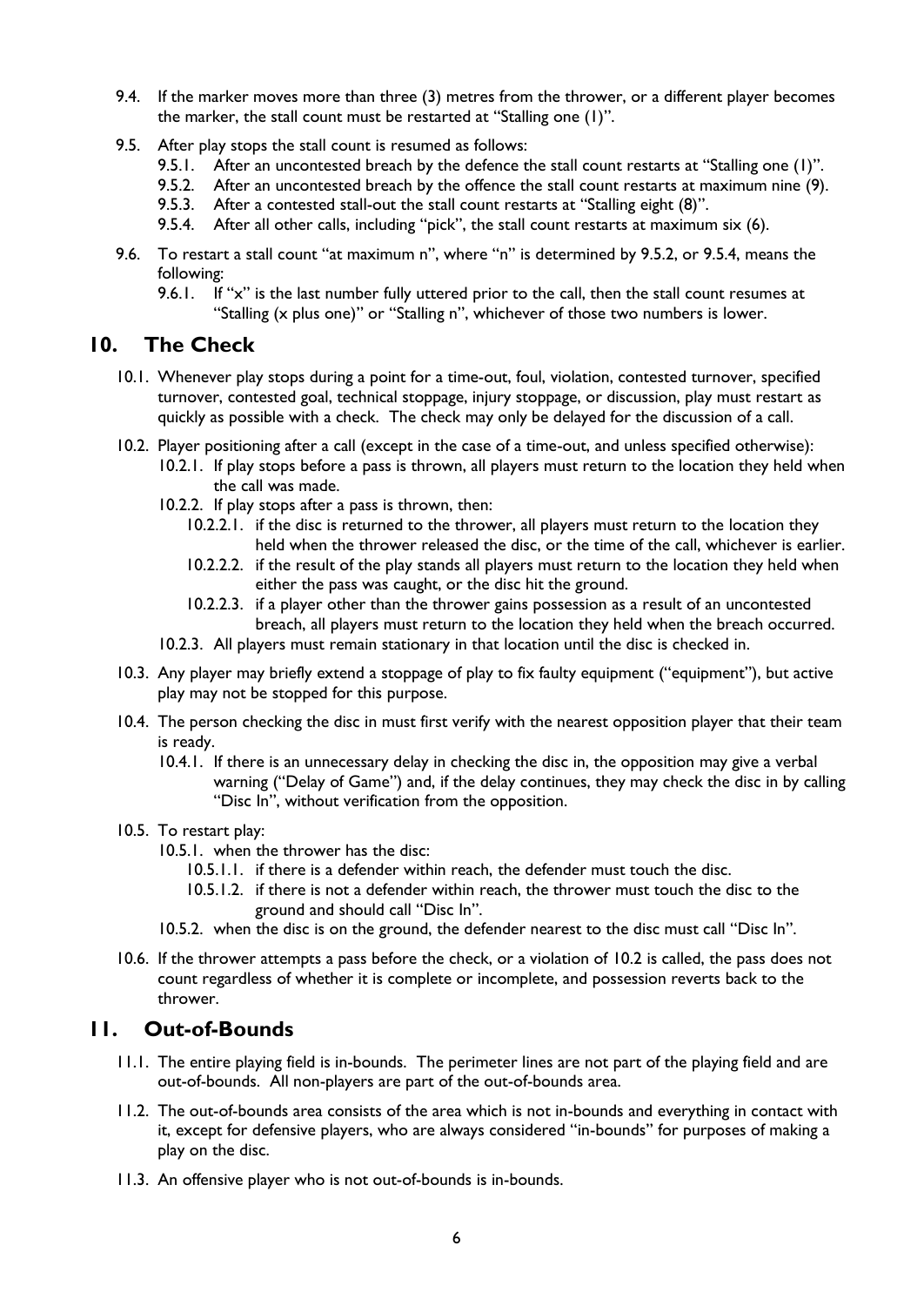9.4. If the marker moves more than three (3) metres from the thrower, or a different player becomes the marker, the stall count must be restarted at "Stalling one (1)".

9.5. After play stops the stall count is resumed as follows:

  9.5.1. After an uncontested breach by the defence the stall count restarts at "Stalling one (1)".

  9.5.2. After an uncontested breach by the offence the stall count restarts at maximum nine (9).

  9.5.3. After a contested stall-out the stall count restarts at "Stalling eight (8)".

  9.5.4. After all other calls, including "pick", the stall count restarts at maximum six (6).

9.6. To restart a stall count "at maximum n", where "n" is determined by 9.5.2, or 9.5.4, means the following:

  9.6.1. If "x" is the last number fully uttered prior to the call, then the stall count resumes at "Stalling (x plus one)" or "Stalling n", whichever of those two numbers is lower.

## 10. The Check

10.1. Whenever play stops during a point for a time-out, foul, violation, contested turnover, specified turnover, contested goal, technical stoppage, injury stoppage, or discussion, play must restart as quickly as possible with a check. The check may only be delayed for the discussion of a call.

10.2. Player positioning after a call (except in the case of a time-out, and unless specified otherwise):

  10.2.1. If play stops before a pass is thrown, all players must return to the location they held when the call was made.

  10.2.2. If play stops after a pass is thrown, then:

    10.2.2.1. if the disc is returned to the thrower, all players must return to the location they held when the thrower released the disc, or the time of the call, whichever is earlier.

    10.2.2.2. if the result of the play stands all players must return to the location they held when either the pass was caught, or the disc hit the ground.

    10.2.2.3. if a player other than the thrower gains possession as a result of an uncontested breach, all players must return to the location they held when the breach occurred.

  10.2.3. All players must remain stationary in that location until the disc is checked in.

10.3. Any player may briefly extend a stoppage of play to fix faulty equipment ("equipment"), but active play may not be stopped for this purpose.

10.4. The person checking the disc in must first verify with the nearest opposition player that their team is ready.

  10.4.1. If there is an unnecessary delay in checking the disc in, the opposition may give a verbal warning ("Delay of Game") and, if the delay continues, they may check the disc in by calling "Disc In", without verification from the opposition.

10.5. To restart play:

  10.5.1. when the thrower has the disc:

    10.5.1.1. if there is a defender within reach, the defender must touch the disc.

    10.5.1.2. if there is not a defender within reach, the thrower must touch the disc to the ground and should call "Disc In".

  10.5.2. when the disc is on the ground, the defender nearest to the disc must call "Disc In".

10.6. If the thrower attempts a pass before the check, or a violation of 10.2 is called, the pass does not count regardless of whether it is complete or incomplete, and possession reverts back to the thrower.

## 11. Out-of-Bounds

11.1. The entire playing field is in-bounds. The perimeter lines are not part of the playing field and are out-of-bounds. All non-players are part of the out-of-bounds area.

11.2. The out-of-bounds area consists of the area which is not in-bounds and everything in contact with it, except for defensive players, who are always considered "in-bounds" for purposes of making a play on the disc.

11.3. An offensive player who is not out-of-bounds is in-bounds.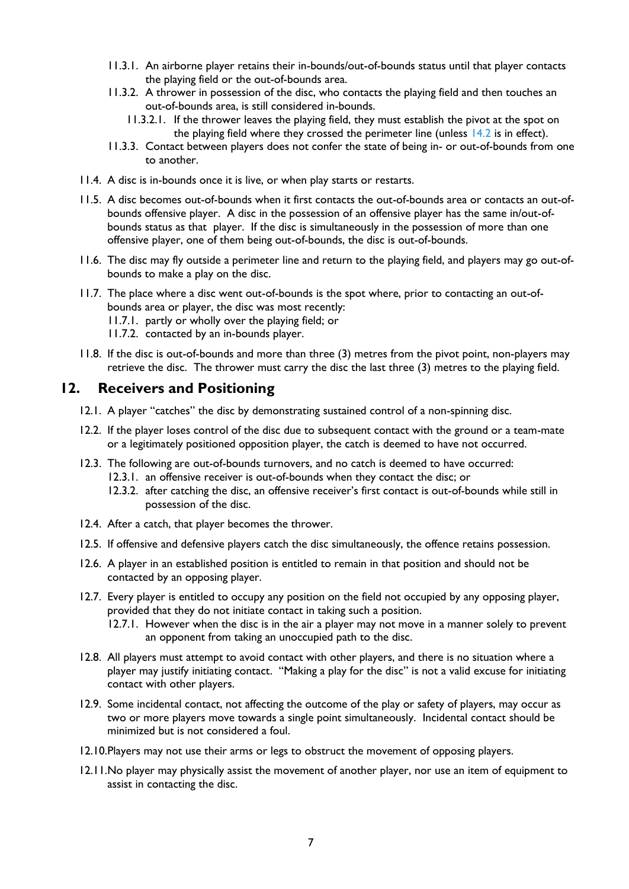- 11.3.1. An airborne player retains their in-bounds/out-of-bounds status until that player contacts the playing field or the out-of-bounds area.
- 11.3.2. A thrower in possession of the disc, who contacts the playing field and then touches an out-of-bounds area, is still considered in-bounds.
  - 11.3.2.1. If the thrower leaves the playing field, they must establish the pivot at the spot on the playing field where they crossed the perimeter line (unless 14.2 is in effect).
- 11.3.3. Contact between players does not confer the state of being in- or out-of-bounds from one to another.

11.4. A disc is in-bounds once it is live, or when play starts or restarts.

11.5. A disc becomes out-of-bounds when it first contacts the out-of-bounds area or contacts an out-of-bounds offensive player. A disc in the possession of an offensive player has the same in/out-of-bounds status as that player. If the disc is simultaneously in the possession of more than one offensive player, one of them being out-of-bounds, the disc is out-of-bounds.

11.6. The disc may fly outside a perimeter line and return to the playing field, and players may go out-of-bounds to make a play on the disc.

11.7. The place where a disc went out-of-bounds is the spot where, prior to contacting an out-of-bounds area or player, the disc was most recently:

- 11.7.1. partly or wholly over the playing field; or
- 11.7.2. contacted by an in-bounds player.

11.8. If the disc is out-of-bounds and more than three (3) metres from the pivot point, non-players may retrieve the disc. The thrower must carry the disc the last three (3) metres to the playing field.

## 12. Receivers and Positioning

12.1. A player "catches" the disc by demonstrating sustained control of a non-spinning disc.

12.2. If the player loses control of the disc due to subsequent contact with the ground or a team-mate or a legitimately positioned opposition player, the catch is deemed to have not occurred.

12.3. The following are out-of-bounds turnovers, and no catch is deemed to have occurred:

- 12.3.1. an offensive receiver is out-of-bounds when they contact the disc; or
- 12.3.2. after catching the disc, an offensive receiver's first contact is out-of-bounds while still in possession of the disc.

12.4. After a catch, that player becomes the thrower.

12.5. If offensive and defensive players catch the disc simultaneously, the offence retains possession.

12.6. A player in an established position is entitled to remain in that position and should not be contacted by an opposing player.

12.7. Every player is entitled to occupy any position on the field not occupied by any opposing player, provided that they do not initiate contact in taking such a position.

- 12.7.1. However when the disc is in the air a player may not move in a manner solely to prevent an opponent from taking an unoccupied path to the disc.

12.8. All players must attempt to avoid contact with other players, and there is no situation where a player may justify initiating contact. "Making a play for the disc" is not a valid excuse for initiating contact with other players.

12.9. Some incidental contact, not affecting the outcome of the play or safety of players, may occur as two or more players move towards a single point simultaneously. Incidental contact should be minimized but is not considered a foul.

12.10. Players may not use their arms or legs to obstruct the movement of opposing players.

12.11. No player may physically assist the movement of another player, nor use an item of equipment to assist in contacting the disc.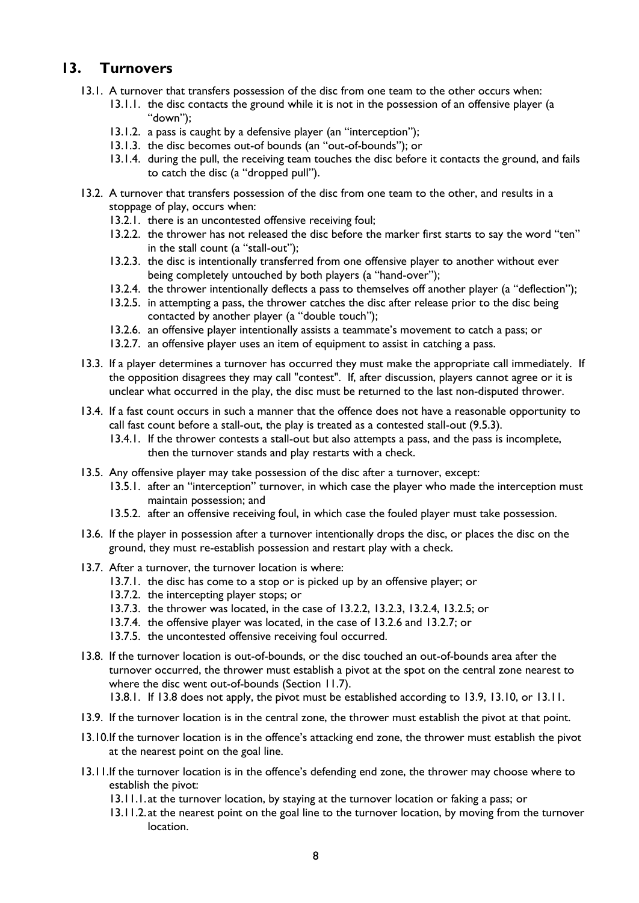## 13. Turnovers

13.1. A turnover that transfers possession of the disc from one team to the other occurs when:

13.1.1. the disc contacts the ground while it is not in the possession of an offensive player (a "down");

13.1.2. a pass is caught by a defensive player (an "interception");

13.1.3. the disc becomes out-of bounds (an "out-of-bounds"); or

13.1.4. during the pull, the receiving team touches the disc before it contacts the ground, and fails to catch the disc (a "dropped pull").

13.2. A turnover that transfers possession of the disc from one team to the other, and results in a stoppage of play, occurs when:

13.2.1. there is an uncontested offensive receiving foul;

13.2.2. the thrower has not released the disc before the marker first starts to say the word "ten" in the stall count (a "stall-out");

13.2.3. the disc is intentionally transferred from one offensive player to another without ever being completely untouched by both players (a "hand-over");

13.2.4. the thrower intentionally deflects a pass to themselves off another player (a "deflection");

13.2.5. in attempting a pass, the thrower catches the disc after release prior to the disc being contacted by another player (a "double touch");

13.2.6. an offensive player intentionally assists a teammate's movement to catch a pass; or

13.2.7. an offensive player uses an item of equipment to assist in catching a pass.

13.3. If a player determines a turnover has occurred they must make the appropriate call immediately. If the opposition disagrees they may call "contest". If, after discussion, players cannot agree or it is unclear what occurred in the play, the disc must be returned to the last non-disputed thrower.

13.4. If a fast count occurs in such a manner that the offence does not have a reasonable opportunity to call fast count before a stall-out, the play is treated as a contested stall-out (9.5.3).

13.4.1. If the thrower contests a stall-out but also attempts a pass, and the pass is incomplete, then the turnover stands and play restarts with a check.

13.5. Any offensive player may take possession of the disc after a turnover, except:

13.5.1. after an "interception" turnover, in which case the player who made the interception must maintain possession; and

13.5.2. after an offensive receiving foul, in which case the fouled player must take possession.

13.6. If the player in possession after a turnover intentionally drops the disc, or places the disc on the ground, they must re-establish possession and restart play with a check.

13.7. After a turnover, the turnover location is where:

13.7.1. the disc has come to a stop or is picked up by an offensive player; or

13.7.2. the intercepting player stops; or

13.7.3. the thrower was located, in the case of 13.2.2, 13.2.3, 13.2.4, 13.2.5; or

13.7.4. the offensive player was located, in the case of 13.2.6 and 13.2.7; or

13.7.5. the uncontested offensive receiving foul occurred.

13.8. If the turnover location is out-of-bounds, or the disc touched an out-of-bounds area after the turnover occurred, the thrower must establish a pivot at the spot on the central zone nearest to where the disc went out-of-bounds (Section 11.7).

13.8.1. If 13.8 does not apply, the pivot must be established according to 13.9, 13.10, or 13.11.

13.9. If the turnover location is in the central zone, the thrower must establish the pivot at that point.

13.10. If the turnover location is in the offence's attacking end zone, the thrower must establish the pivot at the nearest point on the goal line.

13.11. If the turnover location is in the offence's defending end zone, the thrower may choose where to establish the pivot:

13.11.1. at the turnover location, by staying at the turnover location or faking a pass; or

13.11.2. at the nearest point on the goal line to the turnover location, by moving from the turnover location.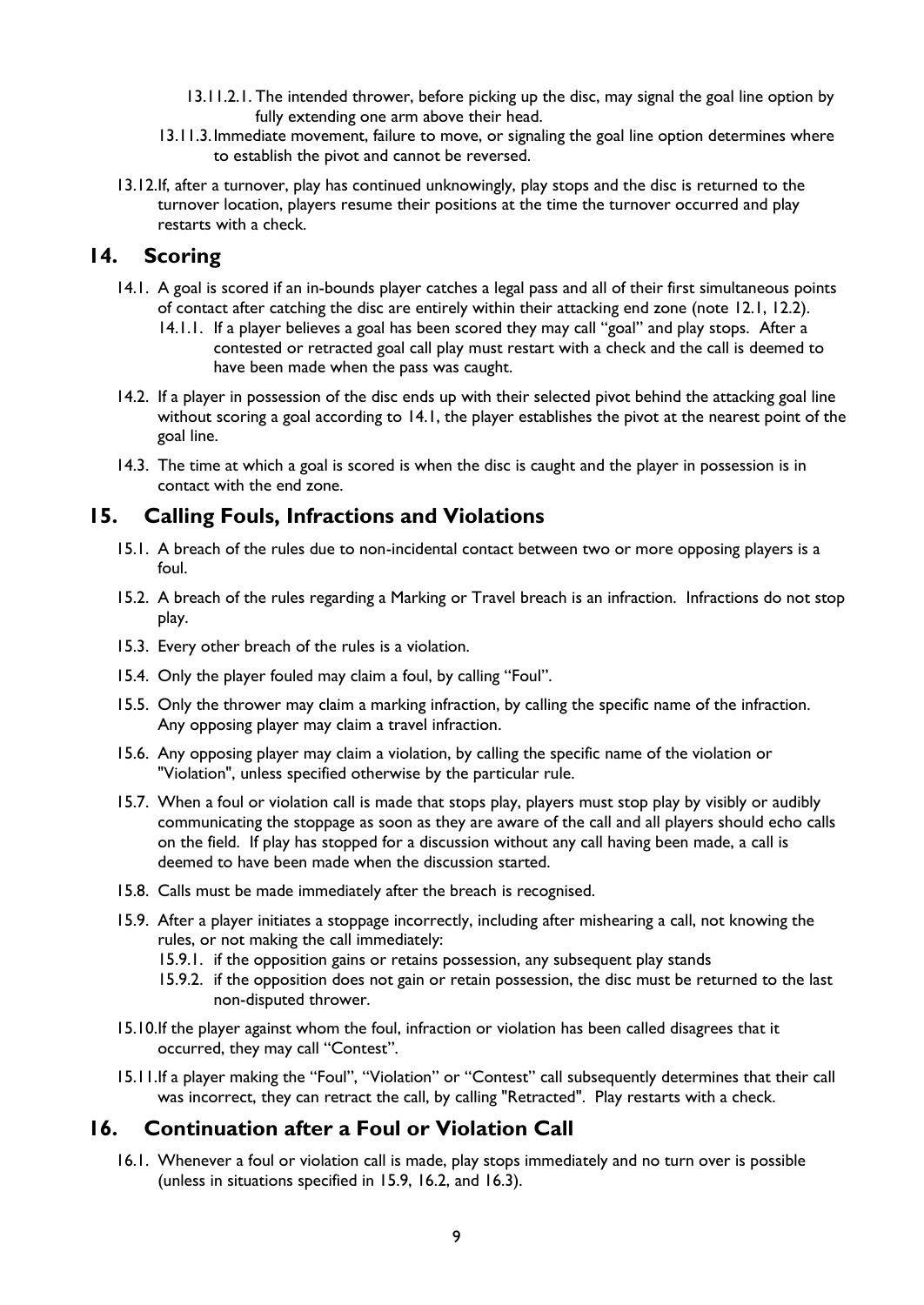- 13.11.2.1. The intended thrower, before picking up the disc, may signal the goal line option by fully extending one arm above their head.
- 13.11.3. Immediate movement, failure to move, or signaling the goal line option determines where to establish the pivot and cannot be reversed.

13.12. If, after a turnover, play has continued unknowingly, play stops and the disc is returned to the turnover location, players resume their positions at the time the turnover occurred and play restarts with a check.

## 14. Scoring

14.1. A goal is scored if an in-bounds player catches a legal pass and all of their first simultaneous points of contact after catching the disc are entirely within their attacking end zone (note 12.1, 12.2).

- 14.1.1. If a player believes a goal has been scored they may call "goal" and play stops. After a contested or retracted goal call play must restart with a check and the call is deemed to have been made when the pass was caught.

14.2. If a player in possession of the disc ends up with their selected pivot behind the attacking goal line without scoring a goal according to 14.1, the player establishes the pivot at the nearest point of the goal line.

14.3. The time at which a goal is scored is when the disc is caught and the player in possession is in contact with the end zone.

## 15. Calling Fouls, Infractions and Violations

15.1. A breach of the rules due to non-incidental contact between two or more opposing players is a foul.

15.2. A breach of the rules regarding a Marking or Travel breach is an infraction. Infractions do not stop play.

15.3. Every other breach of the rules is a violation.

15.4. Only the player fouled may claim a foul, by calling "Foul".

15.5. Only the thrower may claim a marking infraction, by calling the specific name of the infraction. Any opposing player may claim a travel infraction.

15.6. Any opposing player may claim a violation, by calling the specific name of the violation or "Violation", unless specified otherwise by the particular rule.

15.7. When a foul or violation call is made that stops play, players must stop play by visibly or audibly communicating the stoppage as soon as they are aware of the call and all players should echo calls on the field. If play has stopped for a discussion without any call having been made, a call is deemed to have been made when the discussion started.

15.8. Calls must be made immediately after the breach is recognised.

15.9. After a player initiates a stoppage incorrectly, including after mishearing a call, not knowing the rules, or not making the call immediately:

- 15.9.1. if the opposition gains or retains possession, any subsequent play stands
- 15.9.2. if the opposition does not gain or retain possession, the disc must be returned to the last non-disputed thrower.

15.10. If the player against whom the foul, infraction or violation has been called disagrees that it occurred, they may call "Contest".

15.11. If a player making the "Foul", "Violation" or "Contest" call subsequently determines that their call was incorrect, they can retract the call, by calling "Retracted". Play restarts with a check.

## 16. Continuation after a Foul or Violation Call

16.1. Whenever a foul or violation call is made, play stops immediately and no turn over is possible (unless in situations specified in 15.9, 16.2, and 16.3).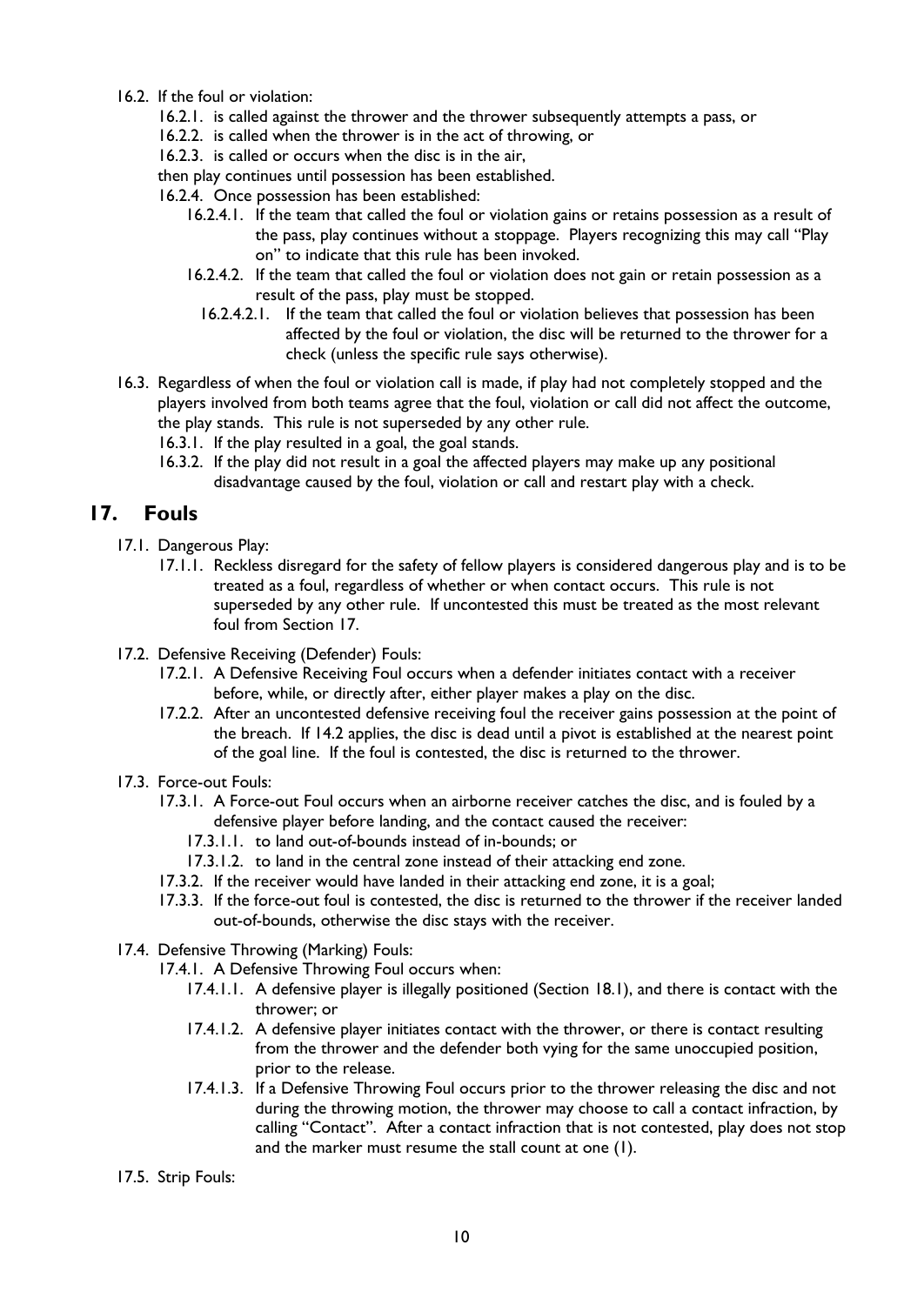16.2. If the foul or violation:

  16.2.1. is called against the thrower and the thrower subsequently attempts a pass, or

  16.2.2. is called when the thrower is in the act of throwing, or

  16.2.3. is called or occurs when the disc is in the air,

  then play continues until possession has been established.

  16.2.4. Once possession has been established:

    16.2.4.1. If the team that called the foul or violation gains or retains possession as a result of the pass, play continues without a stoppage. Players recognizing this may call "Play on" to indicate that this rule has been invoked.

    16.2.4.2. If the team that called the foul or violation does not gain or retain possession as a result of the pass, play must be stopped.

      16.2.4.2.1. If the team that called the foul or violation believes that possession has been affected by the foul or violation, the disc will be returned to the thrower for a check (unless the specific rule says otherwise).

16.3. Regardless of when the foul or violation call is made, if play had not completely stopped and the players involved from both teams agree that the foul, violation or call did not affect the outcome, the play stands. This rule is not superseded by any other rule.

  16.3.1. If the play resulted in a goal, the goal stands.

  16.3.2. If the play did not result in a goal the affected players may make up any positional disadvantage caused by the foul, violation or call and restart play with a check.

## 17. Fouls

17.1. Dangerous Play:

  17.1.1. Reckless disregard for the safety of fellow players is considered dangerous play and is to be treated as a foul, regardless of whether or when contact occurs. This rule is not superseded by any other rule. If uncontested this must be treated as the most relevant foul from Section 17.

17.2. Defensive Receiving (Defender) Fouls:

  17.2.1. A Defensive Receiving Foul occurs when a defender initiates contact with a receiver before, while, or directly after, either player makes a play on the disc.

  17.2.2. After an uncontested defensive receiving foul the receiver gains possession at the point of the breach. If 14.2 applies, the disc is dead until a pivot is established at the nearest point of the goal line. If the foul is contested, the disc is returned to the thrower.

17.3. Force-out Fouls:

  17.3.1. A Force-out Foul occurs when an airborne receiver catches the disc, and is fouled by a defensive player before landing, and the contact caused the receiver:

    17.3.1.1. to land out-of-bounds instead of in-bounds; or

    17.3.1.2. to land in the central zone instead of their attacking end zone.

  17.3.2. If the receiver would have landed in their attacking end zone, it is a goal;

  17.3.3. If the force-out foul is contested, the disc is returned to the thrower if the receiver landed out-of-bounds, otherwise the disc stays with the receiver.

17.4. Defensive Throwing (Marking) Fouls:

  17.4.1. A Defensive Throwing Foul occurs when:

    17.4.1.1. A defensive player is illegally positioned (Section 18.1), and there is contact with the thrower; or

    17.4.1.2. A defensive player initiates contact with the thrower, or there is contact resulting from the thrower and the defender both vying for the same unoccupied position, prior to the release.

    17.4.1.3. If a Defensive Throwing Foul occurs prior to the thrower releasing the disc and not during the throwing motion, the thrower may choose to call a contact infraction, by calling "Contact". After a contact infraction that is not contested, play does not stop and the marker must resume the stall count at one (1).

17.5. Strip Fouls: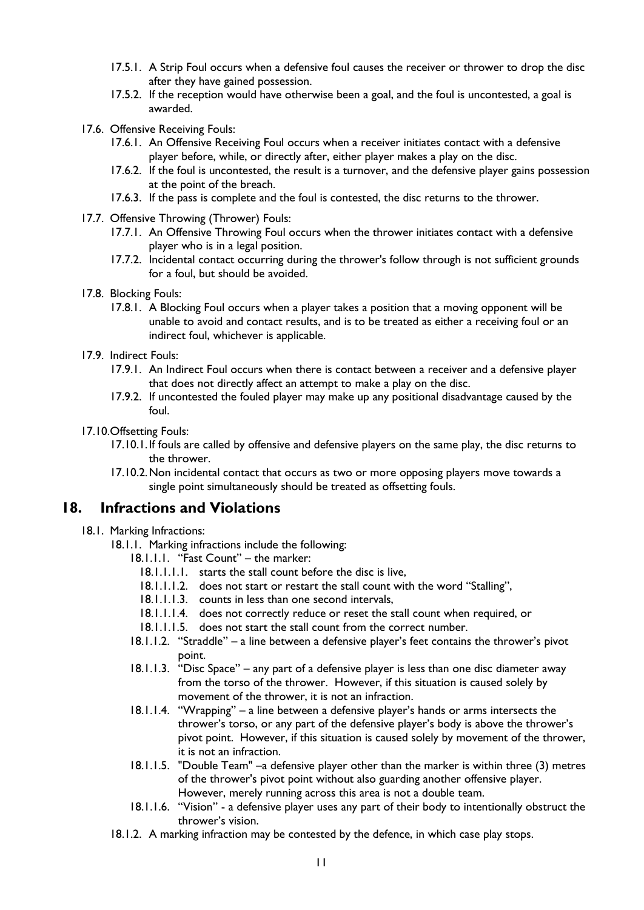- 17.5.1. A Strip Foul occurs when a defensive foul causes the receiver or thrower to drop the disc after they have gained possession.
- 17.5.2. If the reception would have otherwise been a goal, and the foul is uncontested, a goal is awarded.

- 17.6. Offensive Receiving Fouls:
  - 17.6.1. An Offensive Receiving Foul occurs when a receiver initiates contact with a defensive player before, while, or directly after, either player makes a play on the disc.
  - 17.6.2. If the foul is uncontested, the result is a turnover, and the defensive player gains possession at the point of the breach.
  - 17.6.3. If the pass is complete and the foul is contested, the disc returns to the thrower.

- 17.7. Offensive Throwing (Thrower) Fouls:
  - 17.7.1. An Offensive Throwing Foul occurs when the thrower initiates contact with a defensive player who is in a legal position.
  - 17.7.2. Incidental contact occurring during the thrower's follow through is not sufficient grounds for a foul, but should be avoided.

- 17.8. Blocking Fouls:
  - 17.8.1. A Blocking Foul occurs when a player takes a position that a moving opponent will be unable to avoid and contact results, and is to be treated as either a receiving foul or an indirect foul, whichever is applicable.

- 17.9. Indirect Fouls:
  - 17.9.1. An Indirect Foul occurs when there is contact between a receiver and a defensive player that does not directly affect an attempt to make a play on the disc.
  - 17.9.2. If uncontested the fouled player may make up any positional disadvantage caused by the foul.

- 17.10. Offsetting Fouls:
  - 17.10.1. If fouls are called by offensive and defensive players on the same play, the disc returns to the thrower.
  - 17.10.2. Non incidental contact that occurs as two or more opposing players move towards a single point simultaneously should be treated as offsetting fouls.

## 18. Infractions and Violations

- 18.1. Marking Infractions:
  - 18.1.1. Marking infractions include the following:
    - 18.1.1.1. "Fast Count" – the marker:
      - 18.1.1.1.1. starts the stall count before the disc is live,
      - 18.1.1.1.2. does not start or restart the stall count with the word "Stalling",
      - 18.1.1.1.3. counts in less than one second intervals,
      - 18.1.1.1.4. does not correctly reduce or reset the stall count when required, or
      - 18.1.1.1.5. does not start the stall count from the correct number.
    - 18.1.1.2. "Straddle" – a line between a defensive player's feet contains the thrower's pivot point.
    - 18.1.1.3. "Disc Space" – any part of a defensive player is less than one disc diameter away from the torso of the thrower. However, if this situation is caused solely by movement of the thrower, it is not an infraction.
    - 18.1.1.4. "Wrapping" – a line between a defensive player's hands or arms intersects the thrower's torso, or any part of the defensive player's body is above the thrower's pivot point. However, if this situation is caused solely by movement of the thrower, it is not an infraction.
    - 18.1.1.5. "Double Team" –a defensive player other than the marker is within three (3) metres of the thrower's pivot point without also guarding another offensive player. However, merely running across this area is not a double team.
    - 18.1.1.6. "Vision" - a defensive player uses any part of their body to intentionally obstruct the thrower's vision.
  - 18.1.2. A marking infraction may be contested by the defence, in which case play stops.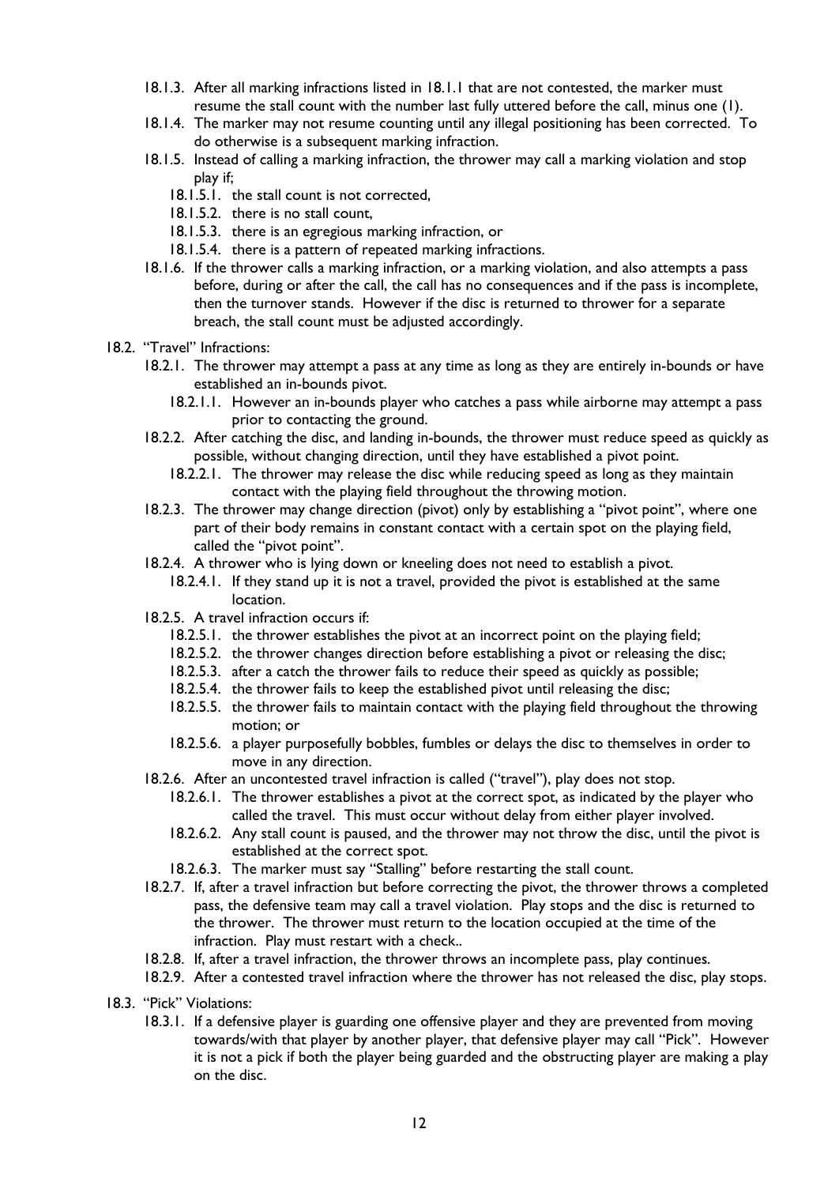- 18.1.3. After all marking infractions listed in 18.1.1 that are not contested, the marker must resume the stall count with the number last fully uttered before the call, minus one (1).
- 18.1.4. The marker may not resume counting until any illegal positioning has been corrected. To do otherwise is a subsequent marking infraction.
- 18.1.5. Instead of calling a marking infraction, the thrower may call a marking violation and stop play if;
  - 18.1.5.1. the stall count is not corrected,
  - 18.1.5.2. there is no stall count,
  - 18.1.5.3. there is an egregious marking infraction, or
  - 18.1.5.4. there is a pattern of repeated marking infractions.
- 18.1.6. If the thrower calls a marking infraction, or a marking violation, and also attempts a pass before, during or after the call, the call has no consequences and if the pass is incomplete, then the turnover stands. However if the disc is returned to thrower for a separate breach, the stall count must be adjusted accordingly.

18.2. "Travel" Infractions:

- 18.2.1. The thrower may attempt a pass at any time as long as they are entirely in-bounds or have established an in-bounds pivot.
  - 18.2.1.1. However an in-bounds player who catches a pass while airborne may attempt a pass prior to contacting the ground.
- 18.2.2. After catching the disc, and landing in-bounds, the thrower must reduce speed as quickly as possible, without changing direction, until they have established a pivot point.
  - 18.2.2.1. The thrower may release the disc while reducing speed as long as they maintain contact with the playing field throughout the throwing motion.
- 18.2.3. The thrower may change direction (pivot) only by establishing a "pivot point", where one part of their body remains in constant contact with a certain spot on the playing field, called the "pivot point".
- 18.2.4. A thrower who is lying down or kneeling does not need to establish a pivot.
  - 18.2.4.1. If they stand up it is not a travel, provided the pivot is established at the same location.
- 18.2.5. A travel infraction occurs if:
  - 18.2.5.1. the thrower establishes the pivot at an incorrect point on the playing field;
  - 18.2.5.2. the thrower changes direction before establishing a pivot or releasing the disc;
  - 18.2.5.3. after a catch the thrower fails to reduce their speed as quickly as possible;
  - 18.2.5.4. the thrower fails to keep the established pivot until releasing the disc;
  - 18.2.5.5. the thrower fails to maintain contact with the playing field throughout the throwing motion; or
  - 18.2.5.6. a player purposefully bobbles, fumbles or delays the disc to themselves in order to move in any direction.
- 18.2.6. After an uncontested travel infraction is called ("travel"), play does not stop.
  - 18.2.6.1. The thrower establishes a pivot at the correct spot, as indicated by the player who called the travel. This must occur without delay from either player involved.
  - 18.2.6.2. Any stall count is paused, and the thrower may not throw the disc, until the pivot is established at the correct spot.
  - 18.2.6.3. The marker must say "Stalling" before restarting the stall count.
- 18.2.7. If, after a travel infraction but before correcting the pivot, the thrower throws a completed pass, the defensive team may call a travel violation. Play stops and the disc is returned to the thrower. The thrower must return to the location occupied at the time of the infraction. Play must restart with a check..
- 18.2.8. If, after a travel infraction, the thrower throws an incomplete pass, play continues.
- 18.2.9. After a contested travel infraction where the thrower has not released the disc, play stops.

18.3. "Pick" Violations:

- 18.3.1. If a defensive player is guarding one offensive player and they are prevented from moving towards/with that player by another player, that defensive player may call "Pick". However it is not a pick if both the player being guarded and the obstructing player are making a play on the disc.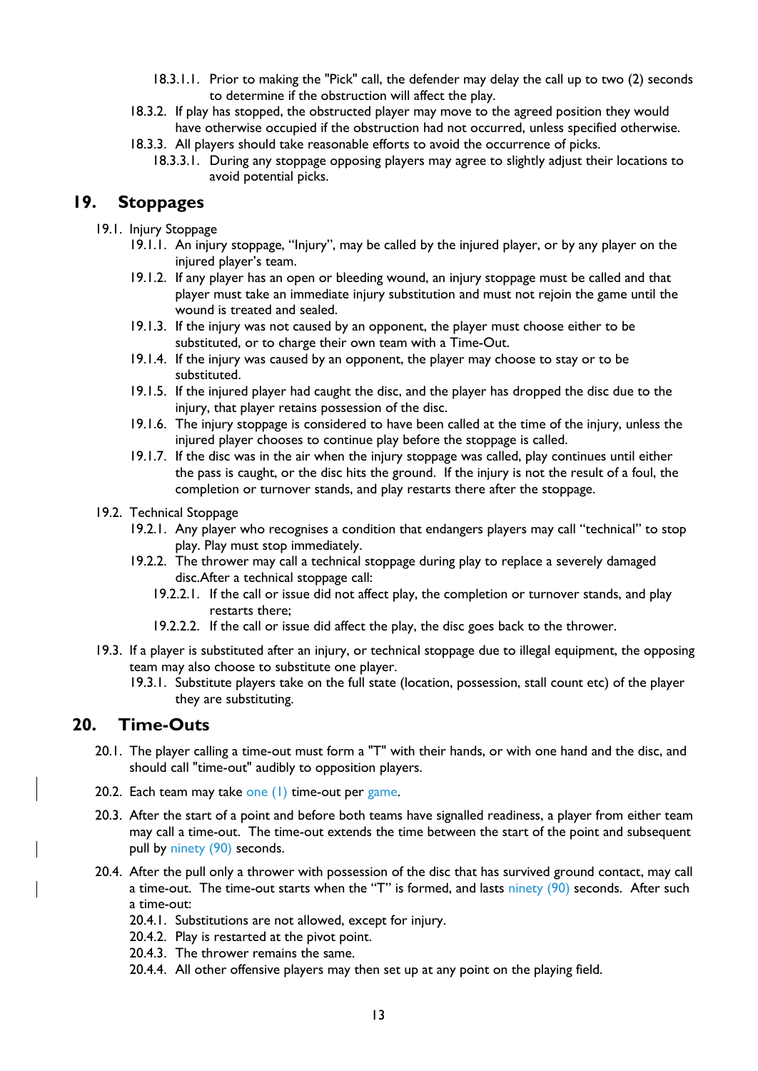18.3.1.1. Prior to making the "Pick" call, the defender may delay the call up to two (2) seconds to determine if the obstruction will affect the play.

18.3.2. If play has stopped, the obstructed player may move to the agreed position they would have otherwise occupied if the obstruction had not occurred, unless specified otherwise.

18.3.3. All players should take reasonable efforts to avoid the occurrence of picks.

18.3.3.1. During any stoppage opposing players may agree to slightly adjust their locations to avoid potential picks.

## 19. Stoppages

19.1. Injury Stoppage

19.1.1. An injury stoppage, "Injury", may be called by the injured player, or by any player on the injured player's team.

19.1.2. If any player has an open or bleeding wound, an injury stoppage must be called and that player must take an immediate injury substitution and must not rejoin the game until the wound is treated and sealed.

19.1.3. If the injury was not caused by an opponent, the player must choose either to be substituted, or to charge their own team with a Time-Out.

19.1.4. If the injury was caused by an opponent, the player may choose to stay or to be substituted.

19.1.5. If the injured player had caught the disc, and the player has dropped the disc due to the injury, that player retains possession of the disc.

19.1.6. The injury stoppage is considered to have been called at the time of the injury, unless the injured player chooses to continue play before the stoppage is called.

19.1.7. If the disc was in the air when the injury stoppage was called, play continues until either the pass is caught, or the disc hits the ground. If the injury is not the result of a foul, the completion or turnover stands, and play restarts there after the stoppage.

19.2. Technical Stoppage

19.2.1. Any player who recognises a condition that endangers players may call "technical" to stop play. Play must stop immediately.

19.2.2. The thrower may call a technical stoppage during play to replace a severely damaged disc.After a technical stoppage call:

19.2.2.1. If the call or issue did not affect play, the completion or turnover stands, and play restarts there;

19.2.2.2. If the call or issue did affect the play, the disc goes back to the thrower.

19.3. If a player is substituted after an injury, or technical stoppage due to illegal equipment, the opposing team may also choose to substitute one player.

19.3.1. Substitute players take on the full state (location, possession, stall count etc) of the player they are substituting.

## 20. Time-Outs

20.1. The player calling a time-out must form a "T" with their hands, or with one hand and the disc, and should call "time-out" audibly to opposition players.

20.2. Each team may take one (1) time-out per game.

20.3. After the start of a point and before both teams have signalled readiness, a player from either team may call a time-out. The time-out extends the time between the start of the point and subsequent pull by ninety (90) seconds.

20.4. After the pull only a thrower with possession of the disc that has survived ground contact, may call a time-out. The time-out starts when the "T" is formed, and lasts ninety (90) seconds. After such a time-out:

20.4.1. Substitutions are not allowed, except for injury.

20.4.2. Play is restarted at the pivot point.

20.4.3. The thrower remains the same.

20.4.4. All other offensive players may then set up at any point on the playing field.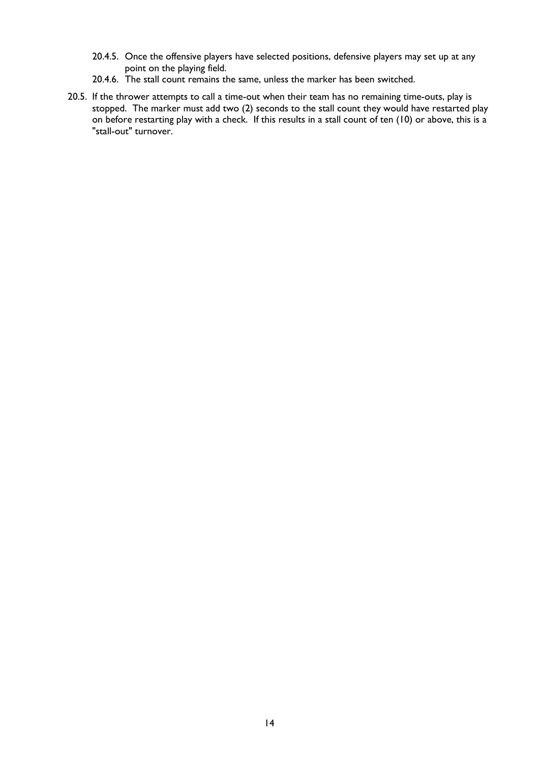20.4.5. Once the offensive players have selected positions, defensive players may set up at any point on the playing field.

20.4.6. The stall count remains the same, unless the marker has been switched.

20.5. If the thrower attempts to call a time-out when their team has no remaining time-outs, play is stopped. The marker must add two (2) seconds to the stall count they would have restarted play on before restarting play with a check. If this results in a stall count of ten (10) or above, this is a "stall-out" turnover.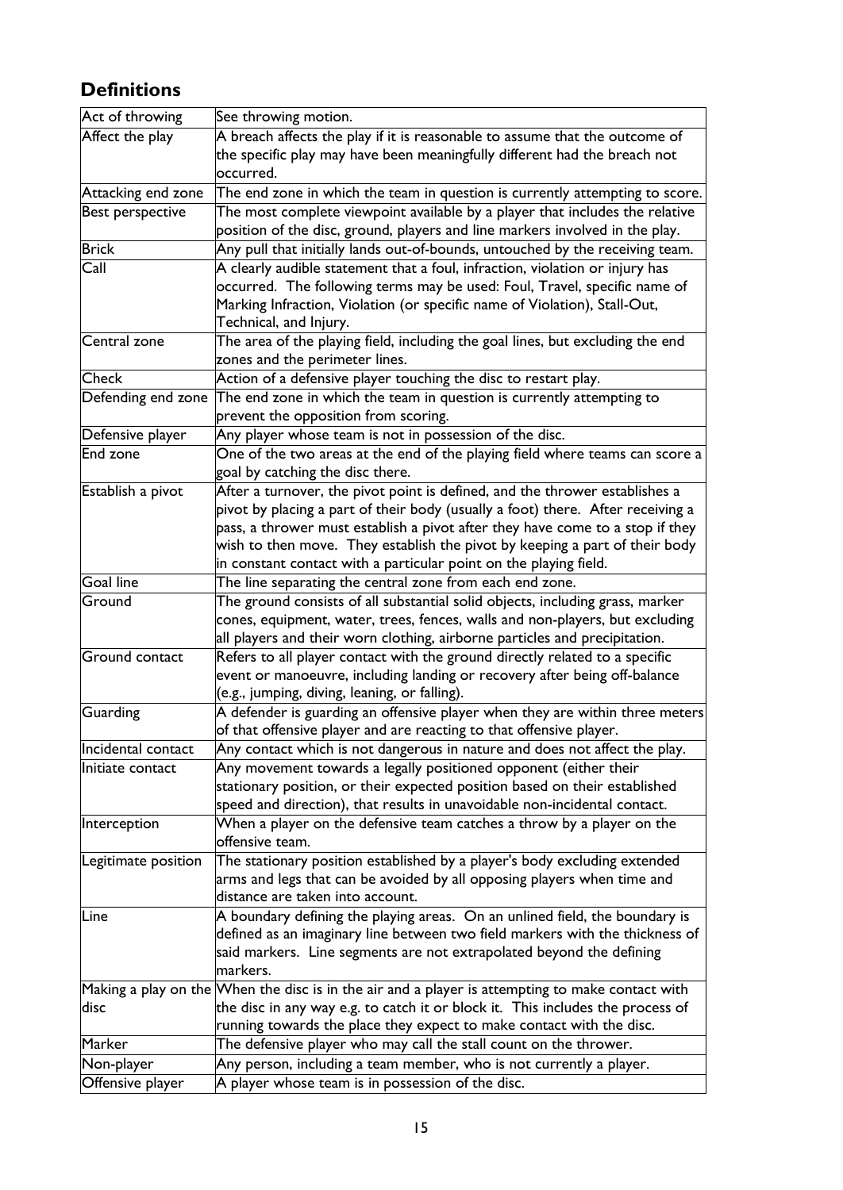## Definitions

| Act of throwing | See throwing motion. |
|---|---|
| Affect the play | A breach affects the play if it is reasonable to assume that the outcome of the specific play may have been meaningfully different had the breach not occurred. |
| Attacking end zone | The end zone in which the team in question is currently attempting to score. |
| Best perspective | The most complete viewpoint available by a player that includes the relative position of the disc, ground, players and line markers involved in the play. |
| Brick | Any pull that initially lands out-of-bounds, untouched by the receiving team. |
| Call | A clearly audible statement that a foul, infraction, violation or injury has occurred. The following terms may be used: Foul, Travel, specific name of Marking Infraction, Violation (or specific name of Violation), Stall-Out, Technical, and Injury. |
| Central zone | The area of the playing field, including the goal lines, but excluding the end zones and the perimeter lines. |
| Check | Action of a defensive player touching the disc to restart play. |
| Defending end zone | The end zone in which the team in question is currently attempting to prevent the opposition from scoring. |
| Defensive player | Any player whose team is not in possession of the disc. |
| End zone | One of the two areas at the end of the playing field where teams can score a goal by catching the disc there. |
| Establish a pivot | After a turnover, the pivot point is defined, and the thrower establishes a pivot by placing a part of their body (usually a foot) there. After receiving a pass, a thrower must establish a pivot after they have come to a stop if they wish to then move. They establish the pivot by keeping a part of their body in constant contact with a particular point on the playing field. |
| Goal line | The line separating the central zone from each end zone. |
| Ground | The ground consists of all substantial solid objects, including grass, marker cones, equipment, water, trees, fences, walls and non-players, but excluding all players and their worn clothing, airborne particles and precipitation. |
| Ground contact | Refers to all player contact with the ground directly related to a specific event or manoeuvre, including landing or recovery after being off-balance (e.g., jumping, diving, leaning, or falling). |
| Guarding | A defender is guarding an offensive player when they are within three meters of that offensive player and are reacting to that offensive player. |
| Incidental contact | Any contact which is not dangerous in nature and does not affect the play. |
| Initiate contact | Any movement towards a legally positioned opponent (either their stationary position, or their expected position based on their established speed and direction), that results in unavoidable non-incidental contact. |
| Interception | When a player on the defensive team catches a throw by a player on the offensive team. |
| Legitimate position | The stationary position established by a player's body excluding extended arms and legs that can be avoided by all opposing players when time and distance are taken into account. |
| Line | A boundary defining the playing areas. On an unlined field, the boundary is defined as an imaginary line between two field markers with the thickness of said markers. Line segments are not extrapolated beyond the defining markers. |
| Making a play on the disc | When the disc is in the air and a player is attempting to make contact with the disc in any way e.g. to catch it or block it. This includes the process of running towards the place they expect to make contact with the disc. |
| Marker | The defensive player who may call the stall count on the thrower. |
| Non-player | Any person, including a team member, who is not currently a player. |
| Offensive player | A player whose team is in possession of the disc. |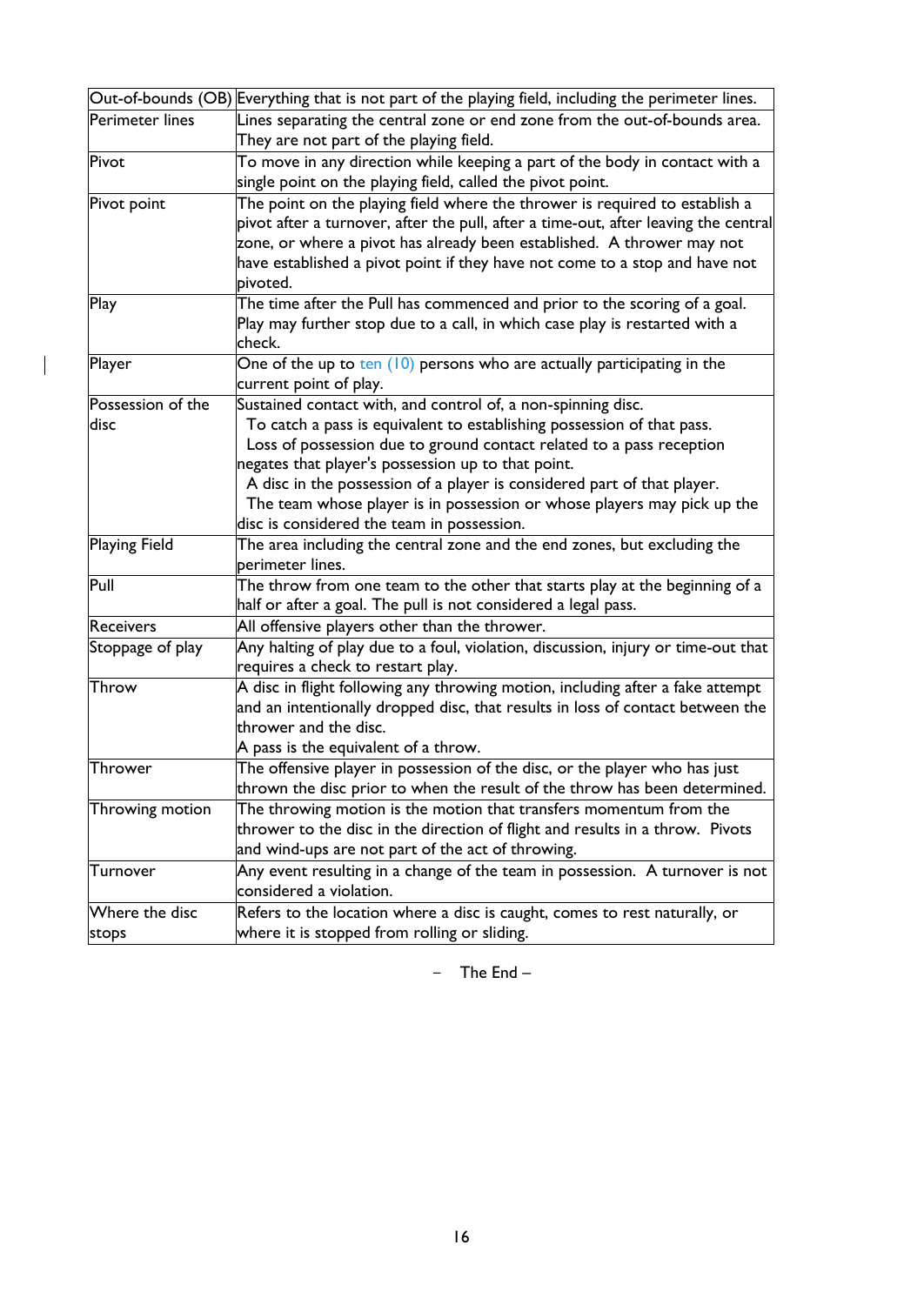| Out-of-bounds (OB) | Everything that is not part of the playing field, including the perimeter lines. |
|---|---|
| Perimeter lines | Lines separating the central zone or end zone from the out-of-bounds area. They are not part of the playing field. |
| Pivot | To move in any direction while keeping a part of the body in contact with a single point on the playing field, called the pivot point. |
| Pivot point | The point on the playing field where the thrower is required to establish a pivot after a turnover, after the pull, after a time-out, after leaving the central zone, or where a pivot has already been established. A thrower may not have established a pivot point if they have not come to a stop and have not pivoted. |
| Play | The time after the Pull has commenced and prior to the scoring of a goal. Play may further stop due to a call, in which case play is restarted with a check. |
| Player | One of the up to ten (10) persons who are actually participating in the current point of play. |
| Possession of the disc | Sustained contact with, and control of, a non-spinning disc.<br>To catch a pass is equivalent to establishing possession of that pass.<br>Loss of possession due to ground contact related to a pass reception negates that player's possession up to that point.<br>A disc in the possession of a player is considered part of that player.<br>The team whose player is in possession or whose players may pick up the disc is considered the team in possession. |
| Playing Field | The area including the central zone and the end zones, but excluding the perimeter lines. |
| Pull | The throw from one team to the other that starts play at the beginning of a half or after a goal. The pull is not considered a legal pass. |
| Receivers | All offensive players other than the thrower. |
| Stoppage of play | Any halting of play due to a foul, violation, discussion, injury or time-out that requires a check to restart play. |
| Throw | A disc in flight following any throwing motion, including after a fake attempt and an intentionally dropped disc, that results in loss of contact between the thrower and the disc.<br>A pass is the equivalent of a throw. |
| Thrower | The offensive player in possession of the disc, or the player who has just thrown the disc prior to when the result of the throw has been determined. |
| Throwing motion | The throwing motion is the motion that transfers momentum from the thrower to the disc in the direction of flight and results in a throw. Pivots and wind-ups are not part of the act of throwing. |
| Turnover | Any event resulting in a change of the team in possession. A turnover is not considered a violation. |
| Where the disc stops | Refers to the location where a disc is caught, comes to rest naturally, or where it is stopped from rolling or sliding. |

– The End –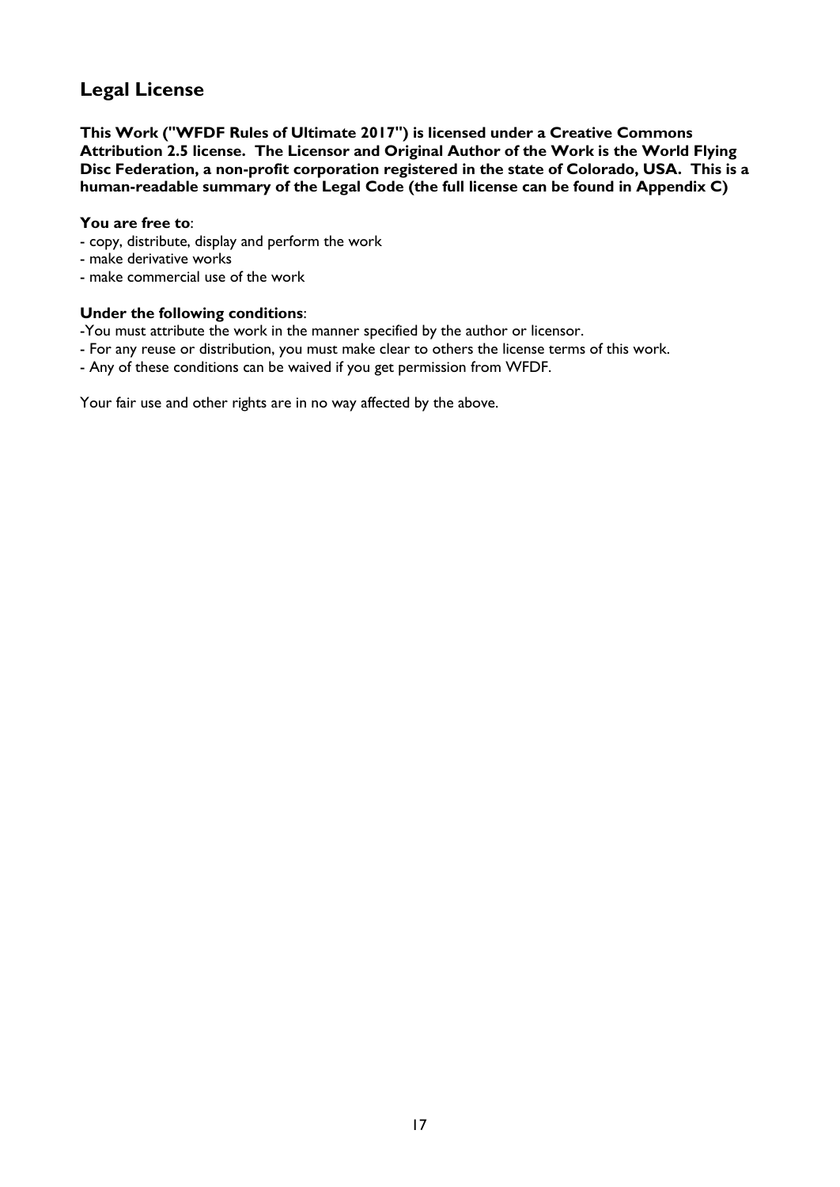## Legal License

**This Work ("WFDF Rules of Ultimate 2017") is licensed under a Creative Commons Attribution 2.5 license. The Licensor and Original Author of the Work is the World Flying Disc Federation, a non-profit corporation registered in the state of Colorado, USA. This is a human-readable summary of the Legal Code (the full license can be found in Appendix C)**

**You are free to**:
- copy, distribute, display and perform the work
- make derivative works
- make commercial use of the work

**Under the following conditions**:
-You must attribute the work in the manner specified by the author or licensor.
- For any reuse or distribution, you must make clear to others the license terms of this work.
- Any of these conditions can be waived if you get permission from WFDF.

Your fair use and other rights are in no way affected by the above.